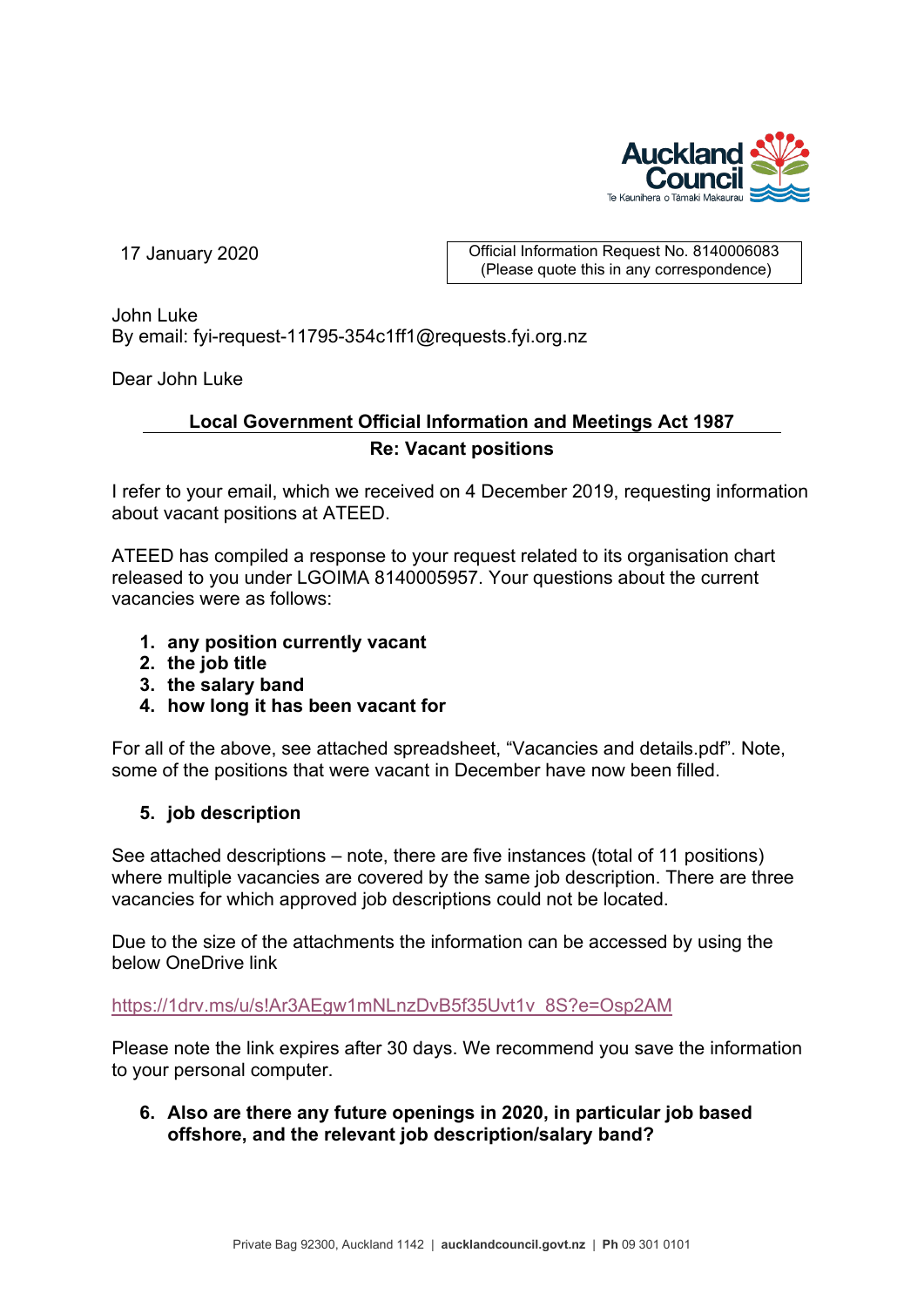17 January 2020

Official Information Request No. 8140006083
(Please quote this in any correspondence)

John Luke
By email: fyi-request-11795-354c1ff1@requests.fyi.org.nz

Dear John Luke

## Local Government Official Information and Meetings Act 1987

### Re: Vacant positions

I refer to your email, which we received on 4 December 2019, requesting information about vacant positions at ATEED.

ATEED has compiled a response to your request related to its organisation chart released to you under LGOIMA 8140005957. Your questions about the current vacancies were as follows:

1. **any position currently vacant**
2. **the job title**
3. **the salary band**
4. **how long it has been vacant for**

For all of the above, see attached spreadsheet, "Vacancies and details.pdf". Note, some of the positions that were vacant in December have now been filled.

5. **job description**

See attached descriptions – note, there are five instances (total of 11 positions) where multiple vacancies are covered by the same job description. There are three vacancies for which approved job descriptions could not be located.

Due to the size of the attachments the information can be accessed by using the below OneDrive link

https://1drv.ms/u/s!Ar3AEgw1mNLnzDvB5f35Uvt1v_8S?e=Osp2AM

Please note the link expires after 30 days. We recommend you save the information to your personal computer.

6. **Also are there any future openings in 2020, in particular job based offshore, and the relevant job description/salary band?**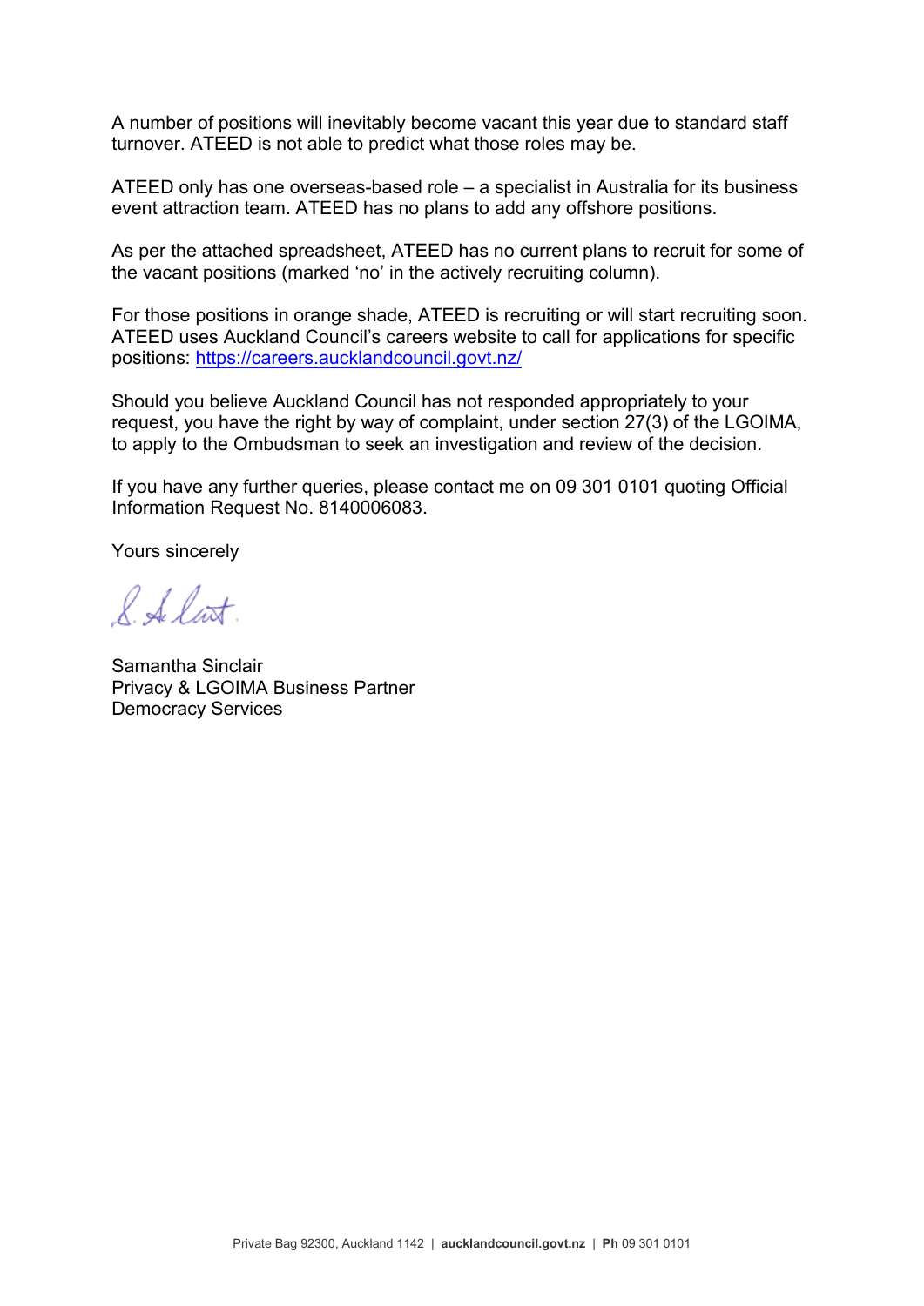A number of positions will inevitably become vacant this year due to standard staff turnover. ATEED is not able to predict what those roles may be.

ATEED only has one overseas-based role – a specialist in Australia for its business event attraction team. ATEED has no plans to add any offshore positions.

As per the attached spreadsheet, ATEED has no current plans to recruit for some of the vacant positions (marked 'no' in the actively recruiting column).

For those positions in orange shade, ATEED is recruiting or will start recruiting soon. ATEED uses Auckland Council's careers website to call for applications for specific positions: https://careers.aucklandcouncil.govt.nz/

Should you believe Auckland Council has not responded appropriately to your request, you have the right by way of complaint, under section 27(3) of the LGOIMA, to apply to the Ombudsman to seek an investigation and review of the decision.

If you have any further queries, please contact me on 09 301 0101 quoting Official Information Request No. 8140006083.

Yours sincerely

Samantha Sinclair
Privacy & LGOIMA Business Partner
Democracy Services